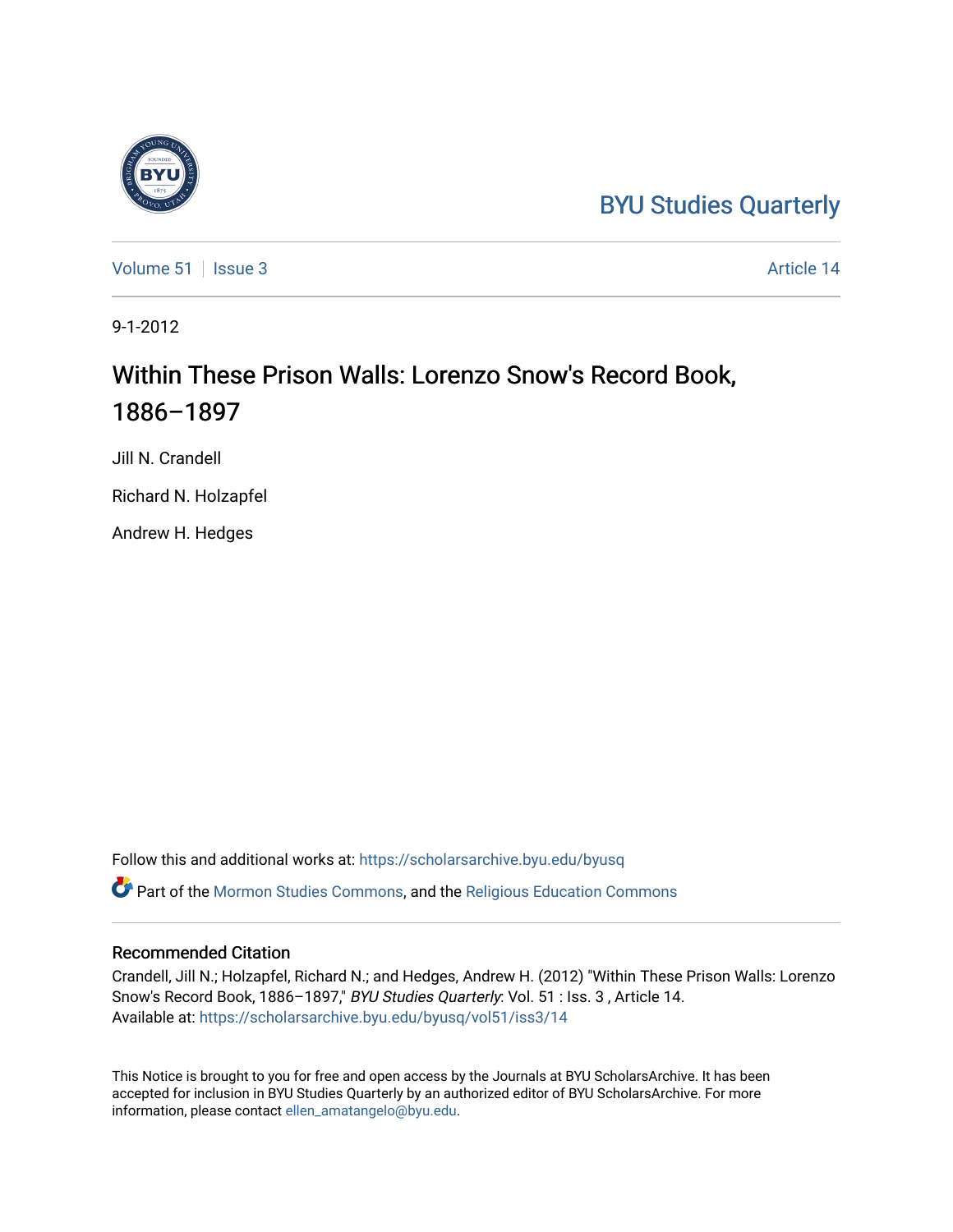BYU Studies Quarterly

Volume 51 | Issue 3 | Article 14

9-1-2012

# Within These Prison Walls: Lorenzo Snow's Record Book, 1886–1897

Jill N. Crandell

Richard N. Holzapfel

Andrew H. Hedges

Follow this and additional works at: https://scholarsarchive.byu.edu/byusq

Part of the Mormon Studies Commons, and the Religious Education Commons

## Recommended Citation

Crandell, Jill N.; Holzapfel, Richard N.; and Hedges, Andrew H. (2012) "Within These Prison Walls: Lorenzo Snow's Record Book, 1886–1897," *BYU Studies Quarterly*: Vol. 51 : Iss. 3 , Article 14.
Available at: https://scholarsarchive.byu.edu/byusq/vol51/iss3/14

This Notice is brought to you for free and open access by the Journals at BYU ScholarsArchive. It has been accepted for inclusion in BYU Studies Quarterly by an authorized editor of BYU ScholarsArchive. For more information, please contact ellen_amatangelo@byu.edu.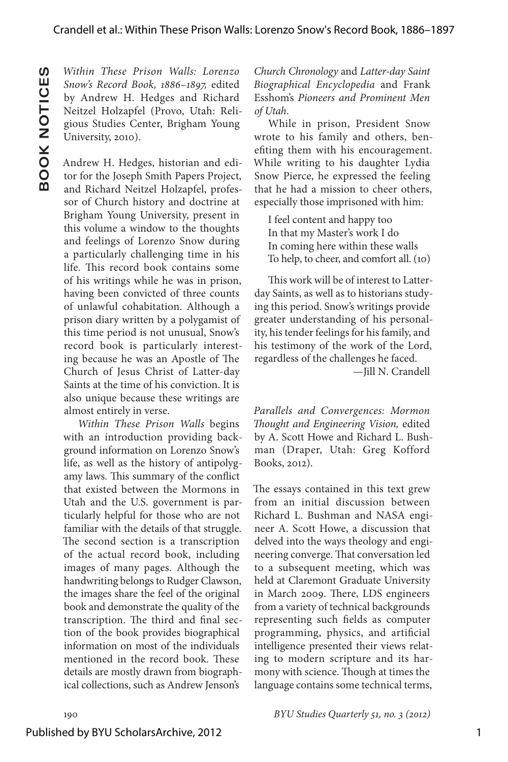*Within These Prison Walls: Lorenzo Snow's Record Book, 1886–1897,* edited by Andrew H. Hedges and Richard Neitzel Holzapfel (Provo, Utah: Religious Studies Center, Brigham Young University, 2010).

Andrew H. Hedges, historian and editor for the Joseph Smith Papers Project, and Richard Neitzel Holzapfel, professor of Church history and doctrine at Brigham Young University, present in this volume a window to the thoughts and feelings of Lorenzo Snow during a particularly challenging time in his life. This record book contains some of his writings while he was in prison, having been convicted of three counts of unlawful cohabitation. Although a prison diary written by a polygamist of this time period is not unusual, Snow's record book is particularly interesting because he was an Apostle of The Church of Jesus Christ of Latter-day Saints at the time of his conviction. It is also unique because these writings are almost entirely in verse.

*Within These Prison Walls* begins with an introduction providing background information on Lorenzo Snow's life, as well as the history of antipolygamy laws. This summary of the conflict that existed between the Mormons in Utah and the U.S. government is particularly helpful for those who are not familiar with the details of that struggle. The second section is a transcription of the actual record book, including images of many pages. Although the handwriting belongs to Rudger Clawson, the images share the feel of the original book and demonstrate the quality of the transcription. The third and final section of the book provides biographical information on most of the individuals mentioned in the record book. These details are mostly drawn from biographical collections, such as Andrew Jenson's *Church Chronology* and *Latter-day Saint Biographical Encyclopedia* and Frank Esshom's *Pioneers and Prominent Men of Utah*.

While in prison, President Snow wrote to his family and others, benefiting them with his encouragement. While writing to his daughter Lydia Snow Pierce, he expressed the feeling that he had a mission to cheer others, especially those imprisoned with him:

> I feel content and happy too
> In that my Master's work I do
> In coming here within these walls
> To help, to cheer, and comfort all. (10)

This work will be of interest to Latter-day Saints, as well as to historians studying this period. Snow's writings provide greater understanding of his personality, his tender feelings for his family, and his testimony of the work of the Lord, regardless of the challenges he faced.

—Jill N. Crandell

*Parallels and Convergences: Mormon Thought and Engineering Vision,* edited by A. Scott Howe and Richard L. Bushman (Draper, Utah: Greg Kofford Books, 2012).

The essays contained in this text grew from an initial discussion between Richard L. Bushman and NASA engineer A. Scott Howe, a discussion that delved into the ways theology and engineering converge. That conversation led to a subsequent meeting, which was held at Claremont Graduate University in March 2009. There, LDS engineers from a variety of technical backgrounds representing such fields as computer programming, physics, and artificial intelligence presented their views relating to modern scripture and its harmony with science. Though at times the language contains some technical terms,